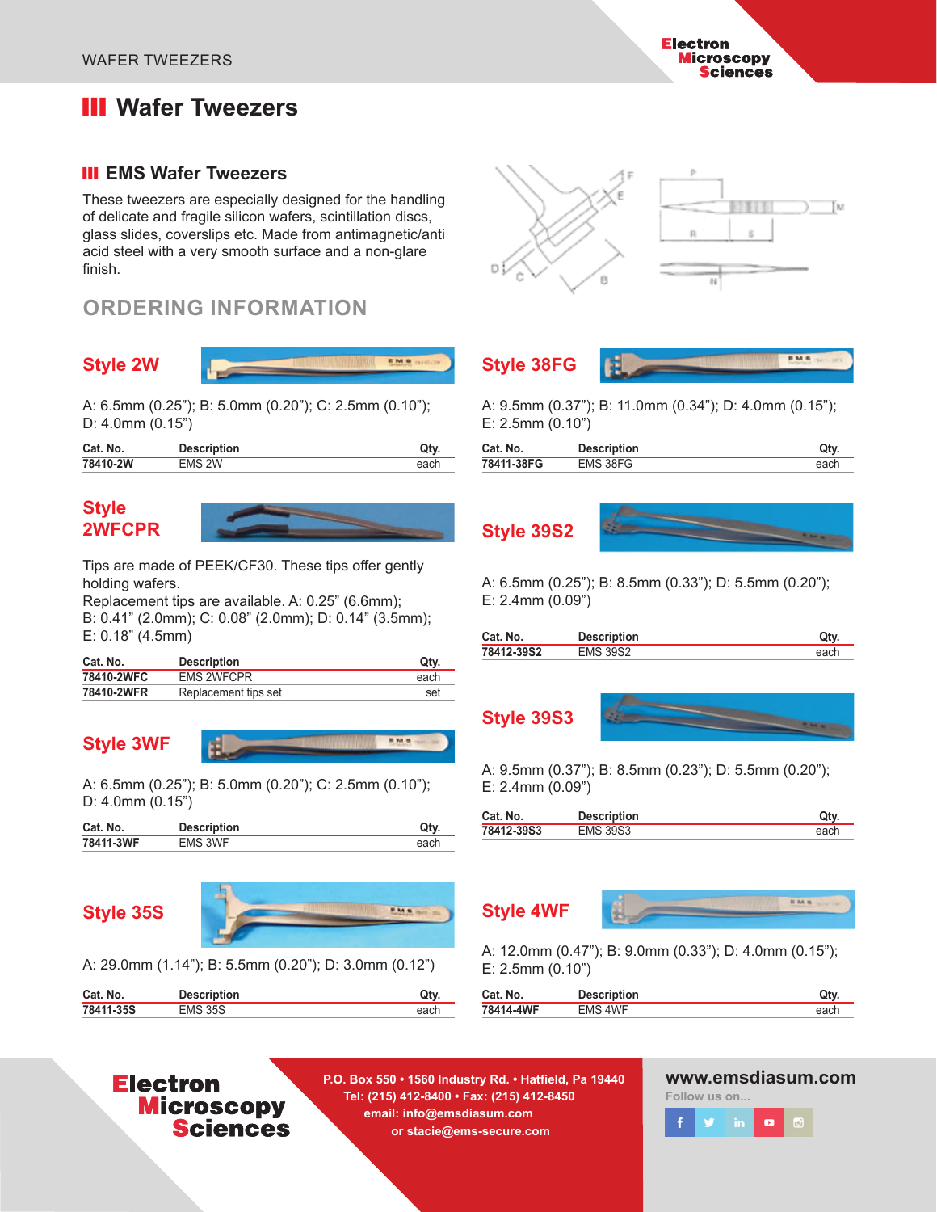# Wafer Tweezers

## EMS Wafer Tweezers

These tweezers are especially designed for the handling of delicate and fragile silicon wafers, scintillation discs, glass slides, coverslips etc. Made from antimagnetic/anti acid steel with a very smooth surface and a non-glare finish.

## ORDERING INFORMATION

### Style 2W

A: 6.5mm (0.25"); B: 5.0mm (0.20"); C: 2.5mm (0.10"); D: 4.0mm (0.15")

| Cat. No. | Description | Qty. |
|---|---|---|
| **78410-2W** | EMS 2W | each |

### Style 2WFCPR

Tips are made of PEEK/CF30. These tips offer gently holding wafers.
Replacement tips are available. A: 0.25" (6.6mm); B: 0.41" (2.0mm); C: 0.08" (2.0mm); D: 0.14" (3.5mm); E: 0.18" (4.5mm)

| Cat. No. | Description | Qty. |
|---|---|---|
| **78410-2WFC** | EMS 2WFCPR | each |
| **78410-2WFR** | Replacement tips set | set |

### Style 3WF

A: 6.5mm (0.25"); B: 5.0mm (0.20"); C: 2.5mm (0.10"); D: 4.0mm (0.15")

| Cat. No. | Description | Qty. |
|---|---|---|
| **78411-3WF** | EMS 3WF | each |

### Style 35S

A: 29.0mm (1.14"); B: 5.5mm (0.20"); D: 3.0mm (0.12")

| Cat. No. | Description | Qty. |
|---|---|---|
| **78411-35S** | EMS 35S | each |

### Style 38FG

A: 9.5mm (0.37"); B: 11.0mm (0.34"); D: 4.0mm (0.15"); E: 2.5mm (0.10")

| Cat. No. | Description | Qty. |
|---|---|---|
| **78411-38FG** | EMS 38FG | each |

### Style 39S2

A: 6.5mm (0.25"); B: 8.5mm (0.33"); D: 5.5mm (0.20"); E: 2.4mm (0.09")

| Cat. No. | Description | Qty. |
|---|---|---|
| **78412-39S2** | EMS 39S2 | each |

### Style 39S3

A: 9.5mm (0.37"); B: 8.5mm (0.23"); D: 5.5mm (0.20"); E: 2.4mm (0.09")

| Cat. No. | Description | Qty. |
|---|---|---|
| **78412-39S3** | EMS 39S3 | each |

### Style 4WF

A: 12.0mm (0.47"); B: 9.0mm (0.33"); D: 4.0mm (0.15"); E: 2.5mm (0.10")

| Cat. No. | Description | Qty. |
|---|---|---|
| **78414-4WF** | EMS 4WF | each |

**Electron Microscopy Sciences**

**P.O. Box 550 • 1560 Industry Rd. • Hatfield, Pa 19440**
**Tel: (215) 412-8400 • Fax: (215) 412-8450**
**email: info@emsdiasum.com**
**or stacie@ems-secure.com**

**www.emsdiasum.com**

Follow us on...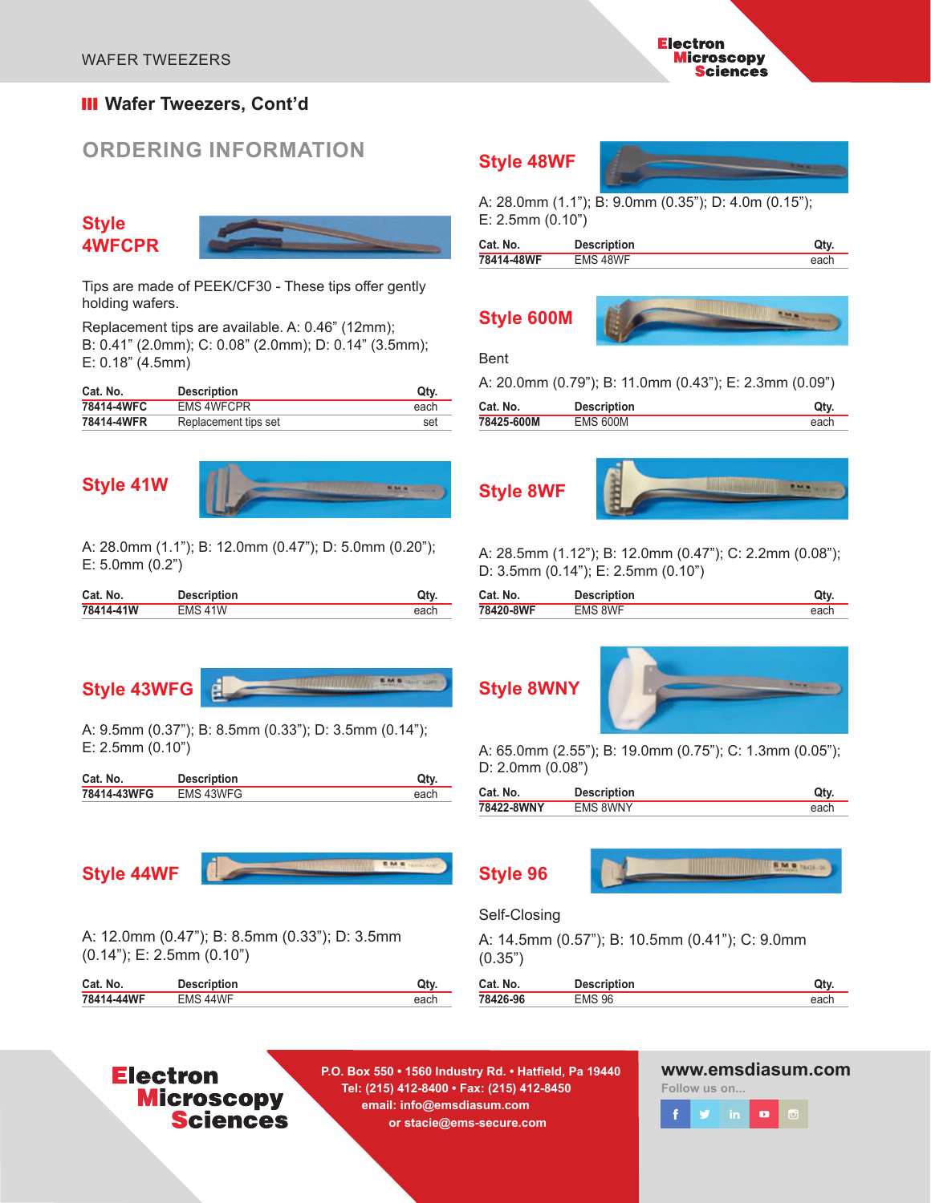## Wafer Tweezers, Cont'd

### ORDERING INFORMATION

### Style 4WFCPR

Tips are made of PEEK/CF30 - These tips offer gently holding wafers.

Replacement tips are available. A: 0.46" (12mm); B: 0.41" (2.0mm); C: 0.08" (2.0mm); D: 0.14" (3.5mm); E: 0.18" (4.5mm)

| Cat. No. | Description | Qty. |
|---|---|---|
| 78414-4WFC | EMS 4WFCPR | each |
| 78414-4WFR | Replacement tips set | set |

### Style 41W

A: 28.0mm (1.1"); B: 12.0mm (0.47"); D: 5.0mm (0.20"); E: 5.0mm (0.2")

| Cat. No. | Description | Qty. |
|---|---|---|
| 78414-41W | EMS 41W | each |

### Style 43WFG

A: 9.5mm (0.37"); B: 8.5mm (0.33"); D: 3.5mm (0.14"); E: 2.5mm (0.10")

| Cat. No. | Description | Qty. |
|---|---|---|
| 78414-43WFG | EMS 43WFG | each |

### Style 44WF

A: 12.0mm (0.47"); B: 8.5mm (0.33"); D: 3.5mm (0.14"); E: 2.5mm (0.10")

| Cat. No. | Description | Qty. |
|---|---|---|
| 78414-44WF | EMS 44WF | each |

### Style 48WF

A: 28.0mm (1.1"); B: 9.0mm (0.35"); D: 4.0m (0.15"); E: 2.5mm (0.10")

| Cat. No. | Description | Qty. |
|---|---|---|
| 78414-48WF | EMS 48WF | each |

### Style 600M

Bent

A: 20.0mm (0.79"); B: 11.0mm (0.43"); E: 2.3mm (0.09")

| Cat. No. | Description | Qty. |
|---|---|---|
| 78425-600M | EMS 600M | each |

### Style 8WF

A: 28.5mm (1.12"); B: 12.0mm (0.47"); C: 2.2mm (0.08"); D: 3.5mm (0.14"); E: 2.5mm (0.10")

| Cat. No. | Description | Qty. |
|---|---|---|
| 78420-8WF | EMS 8WF | each |

### Style 8WNY

A: 65.0mm (2.55"); B: 19.0mm (0.75"); C: 1.3mm (0.05"); D: 2.0mm (0.08")

| Cat. No. | Description | Qty. |
|---|---|---|
| 78422-8WNY | EMS 8WNY | each |

### Style 96

Self-Closing

A: 14.5mm (0.57"); B: 10.5mm (0.41"); C: 9.0mm (0.35")

| Cat. No. | Description | Qty. |
|---|---|---|
| 78426-96 | EMS 96 | each |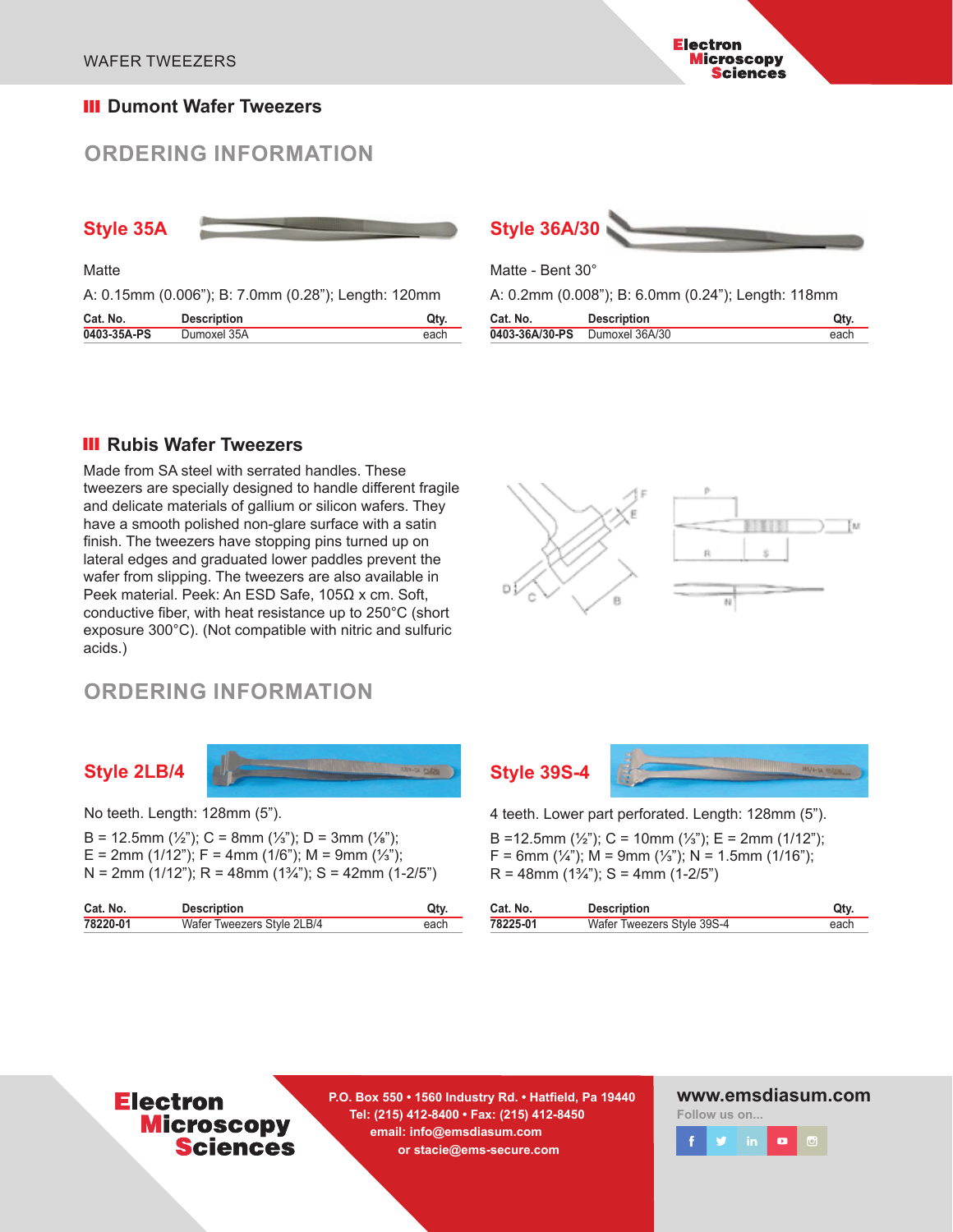## Dumont Wafer Tweezers

## ORDERING INFORMATION

### Style 35A

Matte

A: 0.15mm (0.006"); B: 7.0mm (0.28"); Length: 120mm

| Cat. No. | Description | Qty. |
|---|---|---|
| 0403-35A-PS | Dumoxel 35A | each |

### Style 36A/30

Matte - Bent 30°

A: 0.2mm (0.008"); B: 6.0mm (0.24"); Length: 118mm

| Cat. No. | Description | Qty. |
|---|---|---|
| 0403-36A/30-PS | Dumoxel 36A/30 | each |

## Rubis Wafer Tweezers

Made from SA steel with serrated handles. These tweezers are specially designed to handle different fragile and delicate materials of gallium or silicon wafers. They have a smooth polished non-glare surface with a satin finish. The tweezers have stopping pins turned up on lateral edges and graduated lower paddles prevent the wafer from slipping. The tweezers are also available in Peek material. Peek: An ESD Safe, 105Ω x cm. Soft, conductive fiber, with heat resistance up to 250°C (short exposure 300°C). (Not compatible with nitric and sulfuric acids.)

## ORDERING INFORMATION

### Style 2LB/4

No teeth. Length: 128mm (5").

B = 12.5mm (½"); C = 8mm (⅓"); D = 3mm (⅛");
E = 2mm (1/12"); F = 4mm (1/6"); M = 9mm (⅓");
N = 2mm (1/12"); R = 48mm (1¾"); S = 42mm (1-2/5")

| Cat. No. | Description | Qty. |
|---|---|---|
| 78220-01 | Wafer Tweezers Style 2LB/4 | each |

### Style 39S-4

4 teeth. Lower part perforated. Length: 128mm (5").

B =12.5mm (½"); C = 10mm (⅓"); E = 2mm (1/12");
F = 6mm (¼"); M = 9mm (⅓"); N = 1.5mm (1/16");
R = 48mm (1¾"); S = 4mm (1-2/5")

| Cat. No. | Description | Qty. |
|---|---|---|
| 78225-01 | Wafer Tweezers Style 39S-4 | each |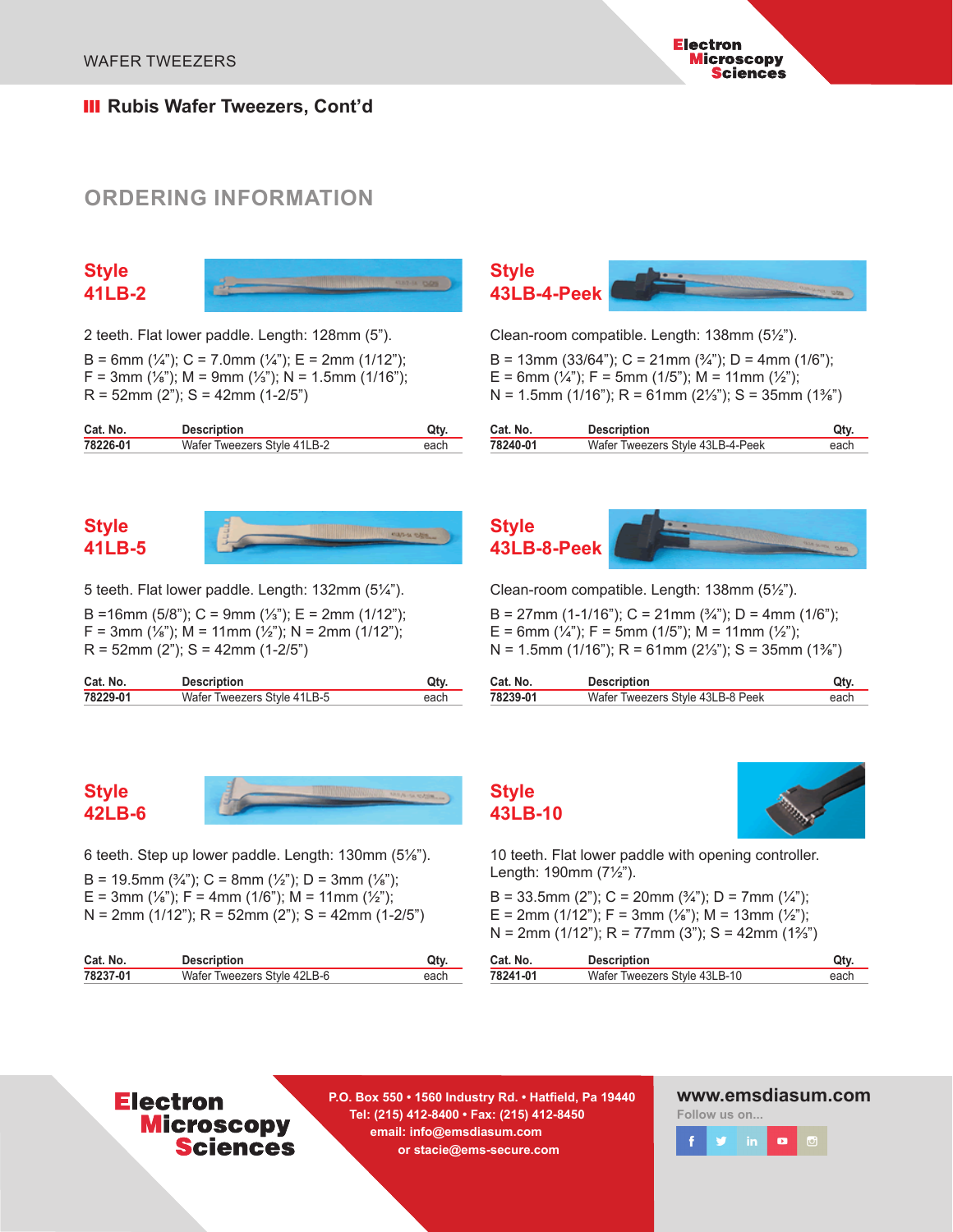## Rubis Wafer Tweezers, Cont'd

# ORDERING INFORMATION

### Style 41LB-2

2 teeth. Flat lower paddle. Length: 128mm (5").

B = 6mm (¼"); C = 7.0mm (¼"); E = 2mm (1/12");
F = 3mm (⅛"); M = 9mm (⅓"); N = 1.5mm (1/16");
R = 52mm (2"); S = 42mm (1-2/5")

| Cat. No. | Description | Qty. |
|---|---|---|
| 78226-01 | Wafer Tweezers Style 41LB-2 | each |

### Style 43LB-4-Peek

Clean-room compatible. Length: 138mm (5½").

B = 13mm (33/64"); C = 21mm (¾"); D = 4mm (1/6");
E = 6mm (¼"); F = 5mm (1/5"); M = 11mm (½");
N = 1.5mm (1/16"); R = 61mm (2⅓"); S = 35mm (1⅜")

| Cat. No. | Description | Qty. |
|---|---|---|
| 78240-01 | Wafer Tweezers Style 43LB-4-Peek | each |

### Style 41LB-5

5 teeth. Flat lower paddle. Length: 132mm (5¼").

B =16mm (5/8"); C = 9mm (⅓"); E = 2mm (1/12");
F = 3mm (⅛"); M = 11mm (½"); N = 2mm (1/12");
R = 52mm (2"); S = 42mm (1-2/5")

| Cat. No. | Description | Qty. |
|---|---|---|
| 78229-01 | Wafer Tweezers Style 41LB-5 | each |

### Style 43LB-8-Peek

Clean-room compatible. Length: 138mm (5½").

B = 27mm (1-1/16"); C = 21mm (¾"); D = 4mm (1/6");
E = 6mm (¼"); F = 5mm (1/5"); M = 11mm (½");
N = 1.5mm (1/16"); R = 61mm (2⅓"); S = 35mm (1⅜")

| Cat. No. | Description | Qty. |
|---|---|---|
| 78239-01 | Wafer Tweezers Style 43LB-8 Peek | each |

### Style 42LB-6

6 teeth. Step up lower paddle. Length: 130mm (5⅛").

B = 19.5mm (¾"); C = 8mm (½"); D = 3mm (⅛");
E = 3mm (⅛"); F = 4mm (1/6"); M = 11mm (½");
N = 2mm (1/12"); R = 52mm (2"); S = 42mm (1-2/5")

| Cat. No. | Description | Qty. |
|---|---|---|
| 78237-01 | Wafer Tweezers Style 42LB-6 | each |

### Style 43LB-10

10 teeth. Flat lower paddle with opening controller. Length: 190mm (7½").

B = 33.5mm (2"); C = 20mm (¾"); D = 7mm (¼");
E = 2mm (1/12"); F = 3mm (⅛"); M = 13mm (½");
N = 2mm (1/12"); R = 77mm (3"); S = 42mm (1⅔")

| Cat. No. | Description | Qty. |
|---|---|---|
| 78241-01 | Wafer Tweezers Style 43LB-10 | each |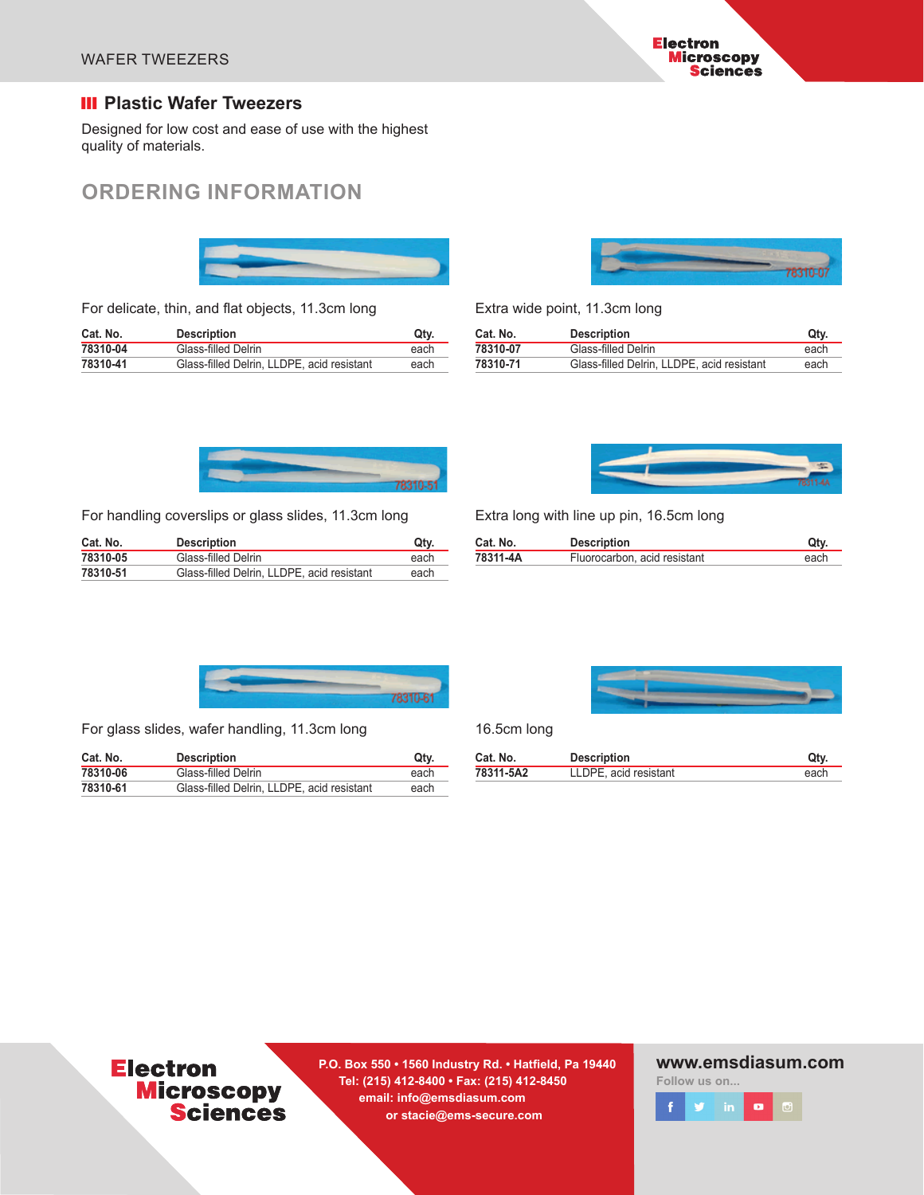## Plastic Wafer Tweezers

Designed for low cost and ease of use with the highest quality of materials.

## ORDERING INFORMATION

For delicate, thin, and flat objects, 11.3cm long

| Cat. No. | Description | Qty. |
|---|---|---|
| **78310-04** | Glass-filled Delrin | each |
| **78310-41** | Glass-filled Delrin, LLDPE, acid resistant | each |

Extra wide point, 11.3cm long

| Cat. No. | Description | Qty. |
|---|---|---|
| **78310-07** | Glass-filled Delrin | each |
| **78310-71** | Glass-filled Delrin, LLDPE, acid resistant | each |

For handling coverslips or glass slides, 11.3cm long

| Cat. No. | Description | Qty. |
|---|---|---|
| **78310-05** | Glass-filled Delrin | each |
| **78310-51** | Glass-filled Delrin, LLDPE, acid resistant | each |

Extra long with line up pin, 16.5cm long

| Cat. No. | Description | Qty. |
|---|---|---|
| **78311-4A** | Fluorocarbon, acid resistant | each |

For glass slides, wafer handling, 11.3cm long

| Cat. No. | Description | Qty. |
|---|---|---|
| **78310-06** | Glass-filled Delrin | each |
| **78310-61** | Glass-filled Delrin, LLDPE, acid resistant | each |

16.5cm long

| Cat. No. | Description | Qty. |
|---|---|---|
| **78311-5A2** | LLDPE, acid resistant | each |